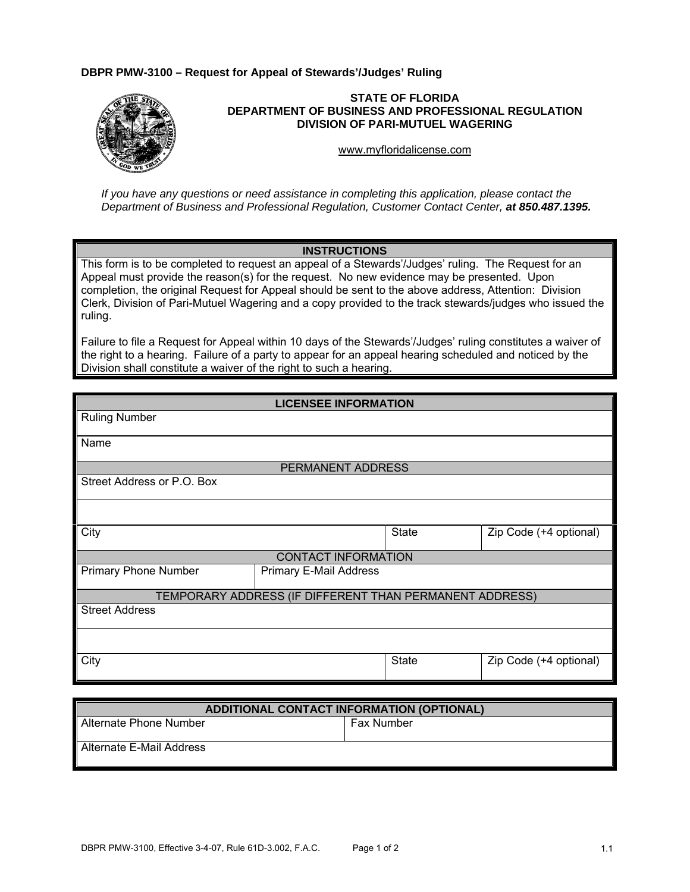**DBPR PMW-3100 – Request for Appeal of Stewards'/Judges' Ruling**

**STATE OF FLORIDA**
**DEPARTMENT OF BUSINESS AND PROFESSIONAL REGULATION**
**DIVISION OF PARI-MUTUEL WAGERING**

www.myfloridalicense.com

*If you have any questions or need assistance in completing this application, please contact the Department of Business and Professional Regulation, Customer Contact Center,* ***at 850.487.1395.***

| **INSTRUCTIONS** |
|---|
| This form is to be completed to request an appeal of a Stewards'/Judges' ruling. The Request for an Appeal must provide the reason(s) for the request. No new evidence may be presented. Upon completion, the original Request for Appeal should be sent to the above address, Attention: Division Clerk, Division of Pari-Mutuel Wagering and a copy provided to the track stewards/judges who issued the ruling.<br><br>Failure to file a Request for Appeal within 10 days of the Stewards'/Judges' ruling constitutes a waiver of the right to a hearing. Failure of a party to appear for an appeal hearing scheduled and noticed by the Division shall constitute a waiver of the right to such a hearing. |

| **LICENSEE INFORMATION** | | |
|---|---|---|
| Ruling Number | | |
| Name | | |
| PERMANENT ADDRESS | | |
| Street Address or P.O. Box | | |
| | | |
| City | State | Zip Code (+4 optional) |
| CONTACT INFORMATION | | |
| Primary Phone Number | Primary E-Mail Address | |
| TEMPORARY ADDRESS (IF DIFFERENT THAN PERMANENT ADDRESS) | | |
| Street Address | | |
| | | |
| City | State | Zip Code (+4 optional) |

| **ADDITIONAL CONTACT INFORMATION (OPTIONAL)** | |
|---|---|
| Alternate Phone Number | Fax Number |
| Alternate E-Mail Address | |

DBPR PMW-3100, Effective 3-4-07, Rule 61D-3.002, F.A.C.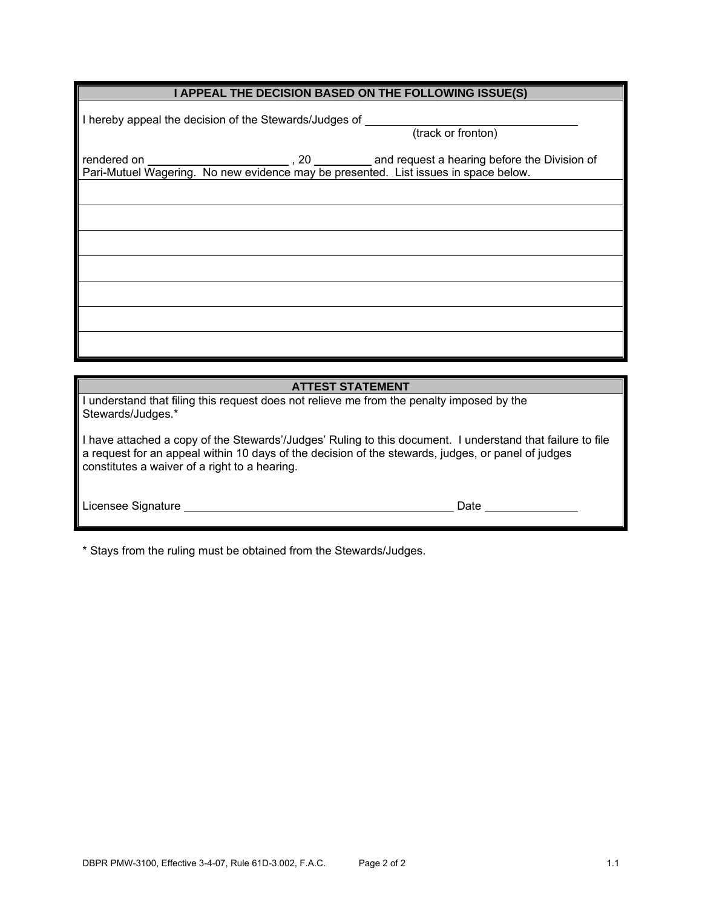## I APPEAL THE DECISION BASED ON THE FOLLOWING ISSUE(S)

I hereby appeal the decision of the Stewards/Judges of ______________________________
(track or fronton)

rendered on ____________________ , 20 ________ and request a hearing before the Division of Pari-Mutuel Wagering. No new evidence may be presented. List issues in space below.

______________________________________________________________________________

______________________________________________________________________________

______________________________________________________________________________

______________________________________________________________________________

______________________________________________________________________________

______________________________________________________________________________

______________________________________________________________________________

## ATTEST STATEMENT

I understand that filing this request does not relieve me from the penalty imposed by the Stewards/Judges.*

I have attached a copy of the Stewards'/Judges' Ruling to this document. I understand that failure to file a request for an appeal within 10 days of the decision of the stewards, judges, or panel of judges constitutes a waiver of a right to a hearing.

Licensee Signature ________________________________________ Date ______________

* Stays from the ruling must be obtained from the Stewards/Judges.

DBPR PMW-3100, Effective 3-4-07, Rule 61D-3.002, F.A.C. 1.1